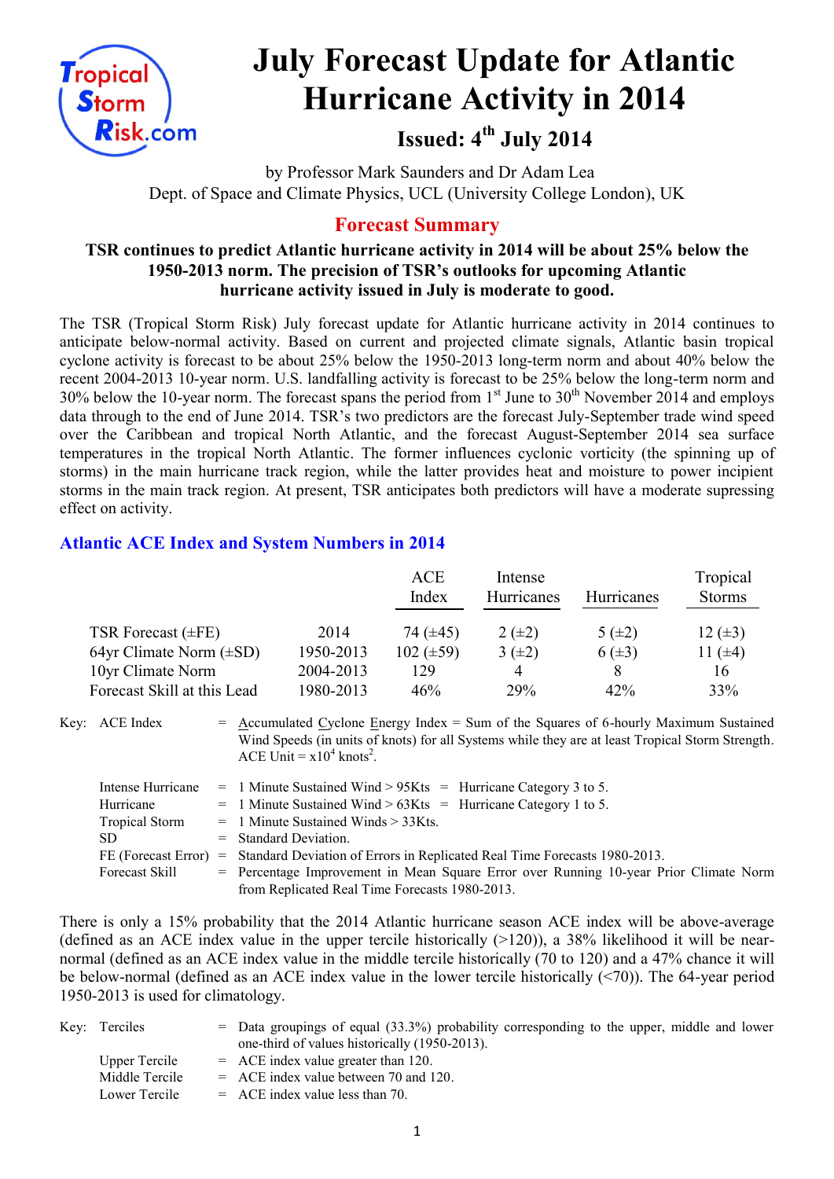# July Forecast Update for Atlantic Hurricane Activity in 2014

## Issued: 4th July 2014

by Professor Mark Saunders and Dr Adam Lea
Dept. of Space and Climate Physics, UCL (University College London), UK

## Forecast Summary

**TSR continues to predict Atlantic hurricane activity in 2014 will be about 25% below the 1950-2013 norm. The precision of TSR's outlooks for upcoming Atlantic hurricane activity issued in July is moderate to good.**

The TSR (Tropical Storm Risk) July forecast update for Atlantic hurricane activity in 2014 continues to anticipate below-normal activity. Based on current and projected climate signals, Atlantic basin tropical cyclone activity is forecast to be about 25% below the 1950-2013 long-term norm and about 40% below the recent 2004-2013 10-year norm. U.S. landfalling activity is forecast to be 25% below the long-term norm and 30% below the 10-year norm. The forecast spans the period from 1st June to 30th November 2014 and employs data through to the end of June 2014. TSR's two predictors are the forecast July-September trade wind speed over the Caribbean and tropical North Atlantic, and the forecast August-September 2014 sea surface temperatures in the tropical North Atlantic. The former influences cyclonic vorticity (the spinning up of storms) in the main hurricane track region, while the latter provides heat and moisture to power incipient storms in the main track region. At present, TSR anticipates both predictors will have a moderate supressing effect on activity.

## Atlantic ACE Index and System Numbers in 2014

| | | ACE Index | Intense Hurricanes | Hurricanes | Tropical Storms |
|---|---|---|---|---|---|
| TSR Forecast (±FE) | 2014 | 74 (±45) | 2 (±2) | 5 (±2) | 12 (±3) |
| 64yr Climate Norm (±SD) | 1950-2013 | 102 (±59) | 3 (±2) | 6 (±3) | 11 (±4) |
| 10yr Climate Norm | 2004-2013 | 129 | 4 | 8 | 16 |
| Forecast Skill at this Lead | 1980-2013 | 46% | 29% | 42% | 33% |

Key:
- ACE Index = Accumulated Cyclone Energy Index = Sum of the Squares of 6-hourly Maximum Sustained Wind Speeds (in units of knots) for all Systems while they are at least Tropical Storm Strength. ACE Unit = $x10^4$ knots$^2$.
- Intense Hurricane = 1 Minute Sustained Wind > 95Kts = Hurricane Category 3 to 5.
- Hurricane = 1 Minute Sustained Wind > 63Kts = Hurricane Category 1 to 5.
- Tropical Storm = 1 Minute Sustained Winds > 33Kts.
- SD = Standard Deviation.
- FE (Forecast Error) = Standard Deviation of Errors in Replicated Real Time Forecasts 1980-2013.
- Forecast Skill = Percentage Improvement in Mean Square Error over Running 10-year Prior Climate Norm from Replicated Real Time Forecasts 1980-2013.

There is only a 15% probability that the 2014 Atlantic hurricane season ACE index will be above-average (defined as an ACE index value in the upper tercile historically (>120)), a 38% likelihood it will be near-normal (defined as an ACE index value in the middle tercile historically (70 to 120) and a 47% chance it will be below-normal (defined as an ACE index value in the lower tercile historically (<70)). The 64-year period 1950-2013 is used for climatology.

Key:
- Terciles = Data groupings of equal (33.3%) probability corresponding to the upper, middle and lower one-third of values historically (1950-2013).
- Upper Tercile = ACE index value greater than 120.
- Middle Tercile = ACE index value between 70 and 120.
- Lower Tercile = ACE index value less than 70.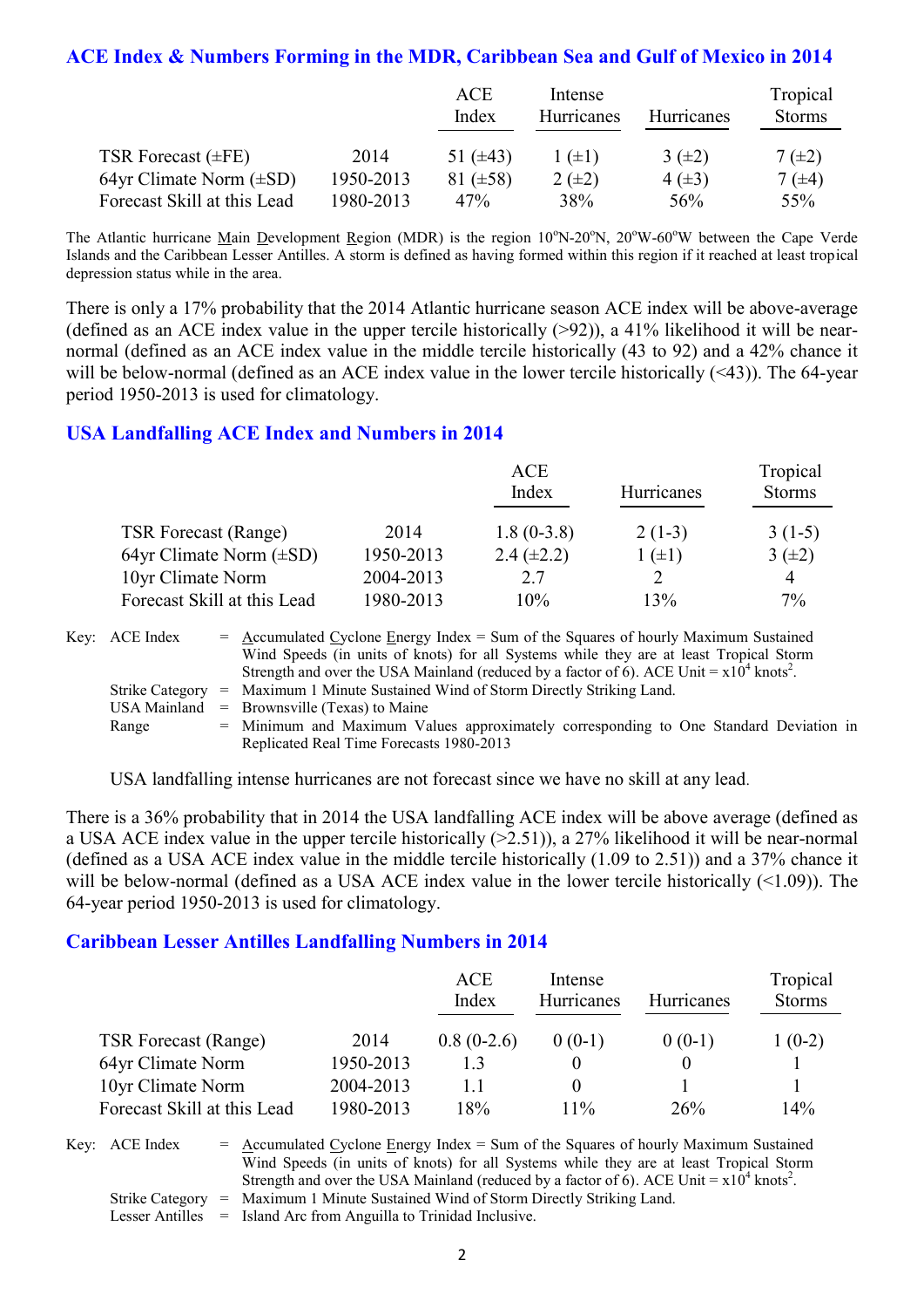## ACE Index & Numbers Forming in the MDR, Caribbean Sea and Gulf of Mexico in 2014

| | | ACE Index | Intense Hurricanes | Hurricanes | Tropical Storms |
|---|---|---|---|---|---|
| TSR Forecast (±FE) | 2014 | 51 (±43) | 1 (±1) | 3 (±2) | 7 (±2) |
| 64yr Climate Norm (±SD) | 1950-2013 | 81 (±58) | 2 (±2) | 4 (±3) | 7 (±4) |
| Forecast Skill at this Lead | 1980-2013 | 47% | 38% | 56% | 55% |

The Atlantic hurricane Main Development Region (MDR) is the region 10°N-20°N, 20°W-60°W between the Cape Verde Islands and the Caribbean Lesser Antilles. A storm is defined as having formed within this region if it reached at least tropical depression status while in the area.

There is only a 17% probability that the 2014 Atlantic hurricane season ACE index will be above-average (defined as an ACE index value in the upper tercile historically (>92)), a 41% likelihood it will be near-normal (defined as an ACE index value in the middle tercile historically (43 to 92) and a 42% chance it will be below-normal (defined as an ACE index value in the lower tercile historically (<43)). The 64-year period 1950-2013 is used for climatology.

## USA Landfalling ACE Index and Numbers in 2014

| | | ACE Index | Hurricanes | Tropical Storms |
|---|---|---|---|---|
| TSR Forecast (Range) | 2014 | 1.8 (0-3.8) | 2 (1-3) | 3 (1-5) |
| 64yr Climate Norm (±SD) | 1950-2013 | 2.4 (±2.2) | 1 (±1) | 3 (±2) |
| 10yr Climate Norm | 2004-2013 | 2.7 | 2 | 4 |
| Forecast Skill at this Lead | 1980-2013 | 10% | 13% | 7% |

Key: ACE Index = Accumulated Cyclone Energy Index = Sum of the Squares of hourly Maximum Sustained Wind Speeds (in units of knots) for all Systems while they are at least Tropical Storm Strength and over the USA Mainland (reduced by a factor of 6). ACE Unit = $x10^4$ knots$^2$.
Strike Category = Maximum 1 Minute Sustained Wind of Storm Directly Striking Land.
USA Mainland = Brownsville (Texas) to Maine
Range = Minimum and Maximum Values approximately corresponding to One Standard Deviation in Replicated Real Time Forecasts 1980-2013

USA landfalling intense hurricanes are not forecast since we have no skill at any lead.

There is a 36% probability that in 2014 the USA landfalling ACE index will be above average (defined as a USA ACE index value in the upper tercile historically (>2.51)), a 27% likelihood it will be near-normal (defined as a USA ACE index value in the middle tercile historically (1.09 to 2.51)) and a 37% chance it will be below-normal (defined as a USA ACE index value in the lower tercile historically (<1.09)). The 64-year period 1950-2013 is used for climatology.

## Caribbean Lesser Antilles Landfalling Numbers in 2014

| | | ACE Index | Intense Hurricanes | Hurricanes | Tropical Storms |
|---|---|---|---|---|---|
| TSR Forecast (Range) | 2014 | 0.8 (0-2.6) | 0 (0-1) | 0 (0-1) | 1 (0-2) |
| 64yr Climate Norm | 1950-2013 | 1.3 | 0 | 0 | 1 |
| 10yr Climate Norm | 2004-2013 | 1.1 | 0 | 1 | 1 |
| Forecast Skill at this Lead | 1980-2013 | 18% | 11% | 26% | 14% |

Key: ACE Index = Accumulated Cyclone Energy Index = Sum of the Squares of hourly Maximum Sustained Wind Speeds (in units of knots) for all Systems while they are at least Tropical Storm Strength and over the USA Mainland (reduced by a factor of 6). ACE Unit = $x10^4$ knots$^2$.
Strike Category = Maximum 1 Minute Sustained Wind of Storm Directly Striking Land.
Lesser Antilles = Island Arc from Anguilla to Trinidad Inclusive.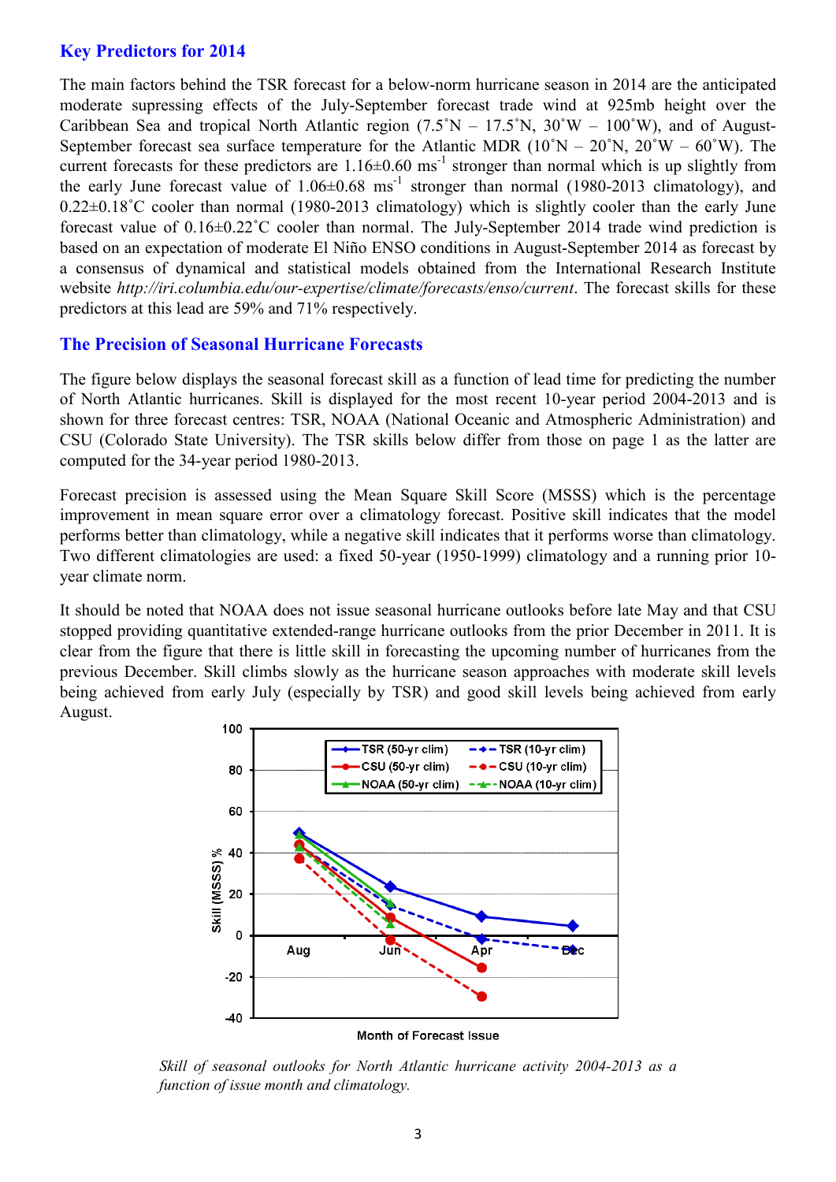## Key Predictors for 2014

The main factors behind the TSR forecast for a below-norm hurricane season in 2014 are the anticipated moderate supressing effects of the July-September forecast trade wind at 925mb height over the Caribbean Sea and tropical North Atlantic region (7.5˚N – 17.5˚N, 30˚W – 100˚W), and of August-September forecast sea surface temperature for the Atlantic MDR (10˚N – 20˚N, 20˚W – 60˚W). The current forecasts for these predictors are 1.16±0.60 $ms^{-1}$ stronger than normal which is up slightly from the early June forecast value of 1.06±0.68 $ms^{-1}$ stronger than normal (1980-2013 climatology), and 0.22±0.18˚C cooler than normal (1980-2013 climatology) which is slightly cooler than the early June forecast value of 0.16±0.22˚C cooler than normal. The July-September 2014 trade wind prediction is based on an expectation of moderate El Niño ENSO conditions in August-September 2014 as forecast by a consensus of dynamical and statistical models obtained from the International Research Institute website *http://iri.columbia.edu/our-expertise/climate/forecasts/enso/current*. The forecast skills for these predictors at this lead are 59% and 71% respectively.

## The Precision of Seasonal Hurricane Forecasts

The figure below displays the seasonal forecast skill as a function of lead time for predicting the number of North Atlantic hurricanes. Skill is displayed for the most recent 10-year period 2004-2013 and is shown for three forecast centres: TSR, NOAA (National Oceanic and Atmospheric Administration) and CSU (Colorado State University). The TSR skills below differ from those on page 1 as the latter are computed for the 34-year period 1980-2013.

Forecast precision is assessed using the Mean Square Skill Score (MSSS) which is the percentage improvement in mean square error over a climatology forecast. Positive skill indicates that the model performs better than climatology, while a negative skill indicates that it performs worse than climatology. Two different climatologies are used: a fixed 50-year (1950-1999) climatology and a running prior 10-year climate norm.

It should be noted that NOAA does not issue seasonal hurricane outlooks before late May and that CSU stopped providing quantitative extended-range hurricane outlooks from the prior December in 2011. It is clear from the figure that there is little skill in forecasting the upcoming number of hurricanes from the previous December. Skill climbs slowly as the hurricane season approaches with moderate skill levels being achieved from early July (especially by TSR) and good skill levels being achieved from early August.

*Skill of seasonal outlooks for North Atlantic hurricane activity 2004-2013 as a function of issue month and climatology.*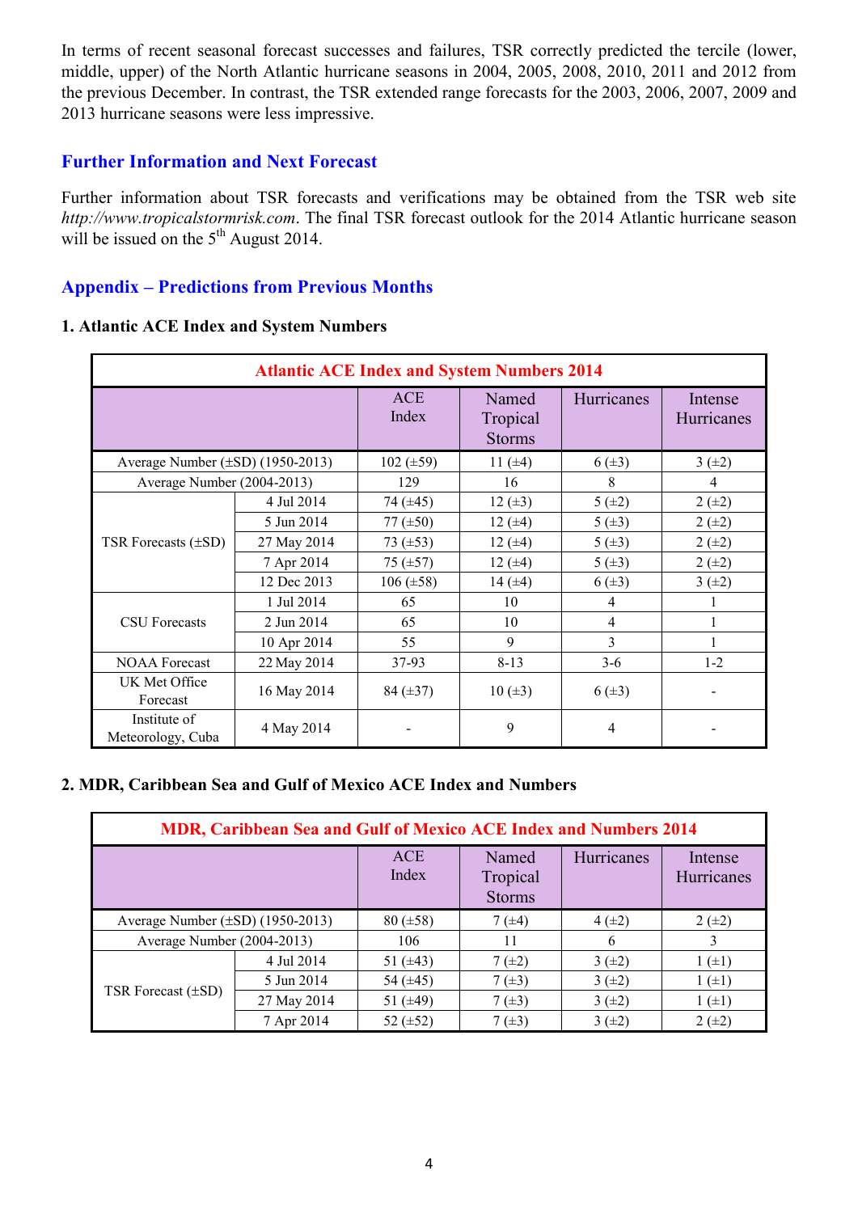In terms of recent seasonal forecast successes and failures, TSR correctly predicted the tercile (lower, middle, upper) of the North Atlantic hurricane seasons in 2004, 2005, 2008, 2010, 2011 and 2012 from the previous December. In contrast, the TSR extended range forecasts for the 2003, 2006, 2007, 2009 and 2013 hurricane seasons were less impressive.

## Further Information and Next Forecast

Further information about TSR forecasts and verifications may be obtained from the TSR web site *http://www.tropicalstormrisk.com*. The final TSR forecast outlook for the 2014 Atlantic hurricane season will be issued on the 5th August 2014.

## Appendix – Predictions from Previous Months

### 1. Atlantic ACE Index and System Numbers

| Atlantic ACE Index and System Numbers 2014 | | | | | |
|---|---|---|---|---|---|
| | | ACE Index | Named Tropical Storms | Hurricanes | Intense Hurricanes |
| Average Number (±SD) (1950-2013) | | 102 (±59) | 11 (±4) | 6 (±3) | 3 (±2) |
| Average Number (2004-2013) | | 129 | 16 | 8 | 4 |
| TSR Forecasts (±SD) | 4 Jul 2014 | 74 (±45) | 12 (±3) | 5 (±2) | 2 (±2) |
| | 5 Jun 2014 | 77 (±50) | 12 (±4) | 5 (±3) | 2 (±2) |
| | 27 May 2014 | 73 (±53) | 12 (±4) | 5 (±3) | 2 (±2) |
| | 7 Apr 2014 | 75 (±57) | 12 (±4) | 5 (±3) | 2 (±2) |
| | 12 Dec 2013 | 106 (±58) | 14 (±4) | 6 (±3) | 3 (±2) |
| CSU Forecasts | 1 Jul 2014 | 65 | 10 | 4 | 1 |
| | 2 Jun 2014 | 65 | 10 | 4 | 1 |
| | 10 Apr 2014 | 55 | 9 | 3 | 1 |
| NOAA Forecast | 22 May 2014 | 37-93 | 8-13 | 3-6 | 1-2 |
| UK Met Office Forecast | 16 May 2014 | 84 (±37) | 10 (±3) | 6 (±3) | - |
| Institute of Meteorology, Cuba | 4 May 2014 | - | 9 | 4 | - |

### 2. MDR, Caribbean Sea and Gulf of Mexico ACE Index and Numbers

| MDR, Caribbean Sea and Gulf of Mexico ACE Index and Numbers 2014 | | | | | |
|---|---|---|---|---|---|
| | | ACE Index | Named Tropical Storms | Hurricanes | Intense Hurricanes |
| Average Number (±SD) (1950-2013) | | 80 (±58) | 7 (±4) | 4 (±2) | 2 (±2) |
| Average Number (2004-2013) | | 106 | 11 | 6 | 3 |
| TSR Forecast (±SD) | 4 Jul 2014 | 51 (±43) | 7 (±2) | 3 (±2) | 1 (±1) |
| | 5 Jun 2014 | 54 (±45) | 7 (±3) | 3 (±2) | 1 (±1) |
| | 27 May 2014 | 51 (±49) | 7 (±3) | 3 (±2) | 1 (±1) |
| | 7 Apr 2014 | 52 (±52) | 7 (±3) | 3 (±2) | 2 (±2) |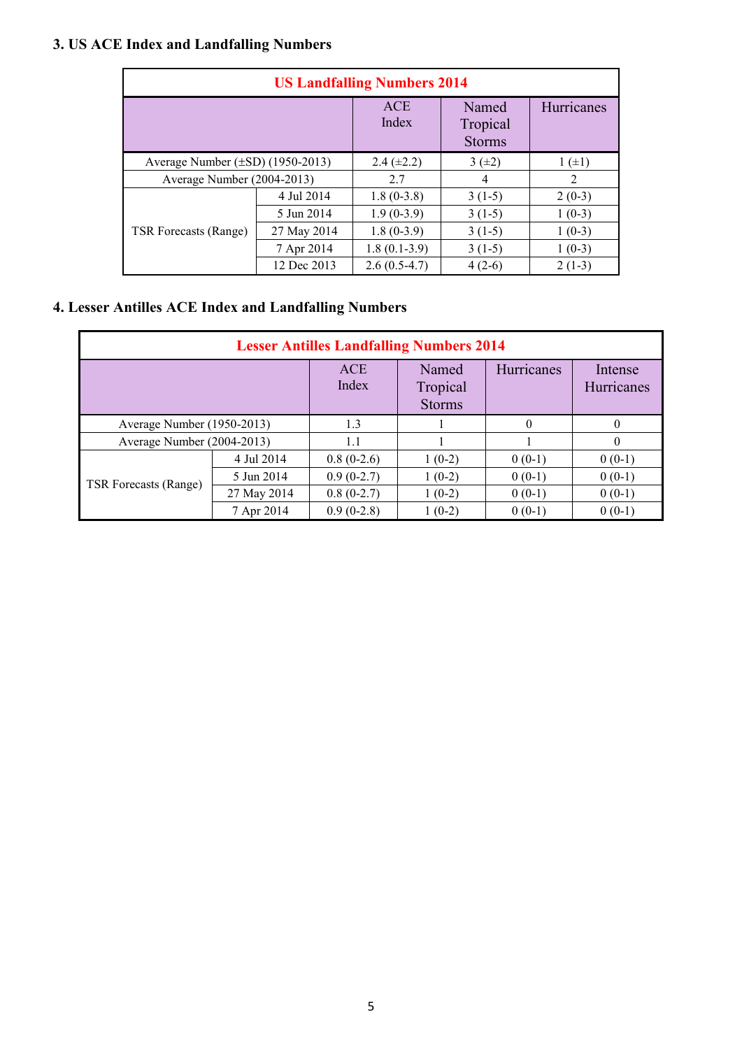### 3. US ACE Index and Landfalling Numbers

| US Landfalling Numbers 2014 | | | | |
|---|---|---|---|---|
| | | ACE Index | Named Tropical Storms | Hurricanes |
| Average Number (±SD) (1950-2013) | | 2.4 (±2.2) | 3 (±2) | 1 (±1) |
| Average Number (2004-2013) | | 2.7 | 4 | 2 |
| TSR Forecasts (Range) | 4 Jul 2014 | 1.8 (0-3.8) | 3 (1-5) | 2 (0-3) |
| | 5 Jun 2014 | 1.9 (0-3.9) | 3 (1-5) | 1 (0-3) |
| | 27 May 2014 | 1.8 (0-3.9) | 3 (1-5) | 1 (0-3) |
| | 7 Apr 2014 | 1.8 (0.1-3.9) | 3 (1-5) | 1 (0-3) |
| | 12 Dec 2013 | 2.6 (0.5-4.7) | 4 (2-6) | 2 (1-3) |

### 4. Lesser Antilles ACE Index and Landfalling Numbers

| Lesser Antilles Landfalling Numbers 2014 | | | | | |
|---|---|---|---|---|---|
| | | ACE Index | Named Tropical Storms | Hurricanes | Intense Hurricanes |
| Average Number (1950-2013) | | 1.3 | 1 | 0 | 0 |
| Average Number (2004-2013) | | 1.1 | 1 | 1 | 0 |
| TSR Forecasts (Range) | 4 Jul 2014 | 0.8 (0-2.6) | 1 (0-2) | 0 (0-1) | 0 (0-1) |
| | 5 Jun 2014 | 0.9 (0-2.7) | 1 (0-2) | 0 (0-1) | 0 (0-1) |
| | 27 May 2014 | 0.8 (0-2.7) | 1 (0-2) | 0 (0-1) | 0 (0-1) |
| | 7 Apr 2014 | 0.9 (0-2.8) | 1 (0-2) | 0 (0-1) | 0 (0-1) |